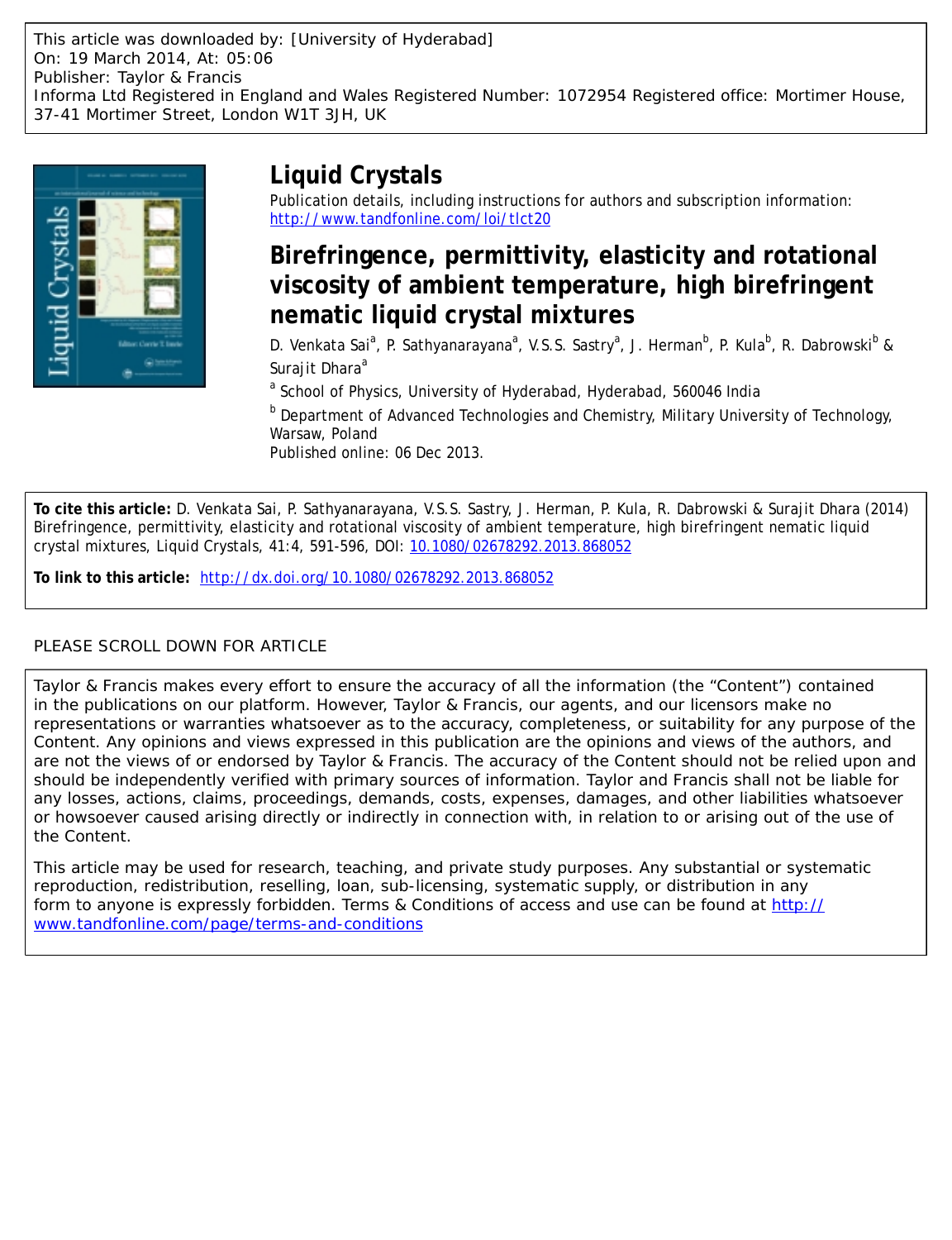This article was downloaded by: [University of Hyderabad]
On: 19 March 2014, At: 05:06
Publisher: Taylor & Francis
Informa Ltd Registered in England and Wales Registered Number: 1072954 Registered office: Mortimer House, 37-41 Mortimer Street, London W1T 3JH, UK

# Liquid Crystals

Publication details, including instructions for authors and subscription information:
http://www.tandfonline.com/loi/tlct20

## Birefringence, permittivity, elasticity and rotational viscosity of ambient temperature, high birefringent nematic liquid crystal mixtures

D. Venkata Sai[a], P. Sathyanarayana[a], V.S.S. Sastry[a], J. Herman[b], P. Kula[b], R. Dabrowski[b] & Surajit Dhara[a]

[a] School of Physics, University of Hyderabad, Hyderabad, 560046 India

[b] Department of Advanced Technologies and Chemistry, Military University of Technology, Warsaw, Poland

Published online: 06 Dec 2013.

**To cite this article:** D. Venkata Sai, P. Sathyanarayana, V.S.S. Sastry, J. Herman, P. Kula, R. Dabrowski & Surajit Dhara (2014) Birefringence, permittivity, elasticity and rotational viscosity of ambient temperature, high birefringent nematic liquid crystal mixtures, Liquid Crystals, 41:4, 591-596, DOI: 10.1080/02678292.2013.868052

**To link to this article:** http://dx.doi.org/10.1080/02678292.2013.868052

PLEASE SCROLL DOWN FOR ARTICLE

Taylor & Francis makes every effort to ensure the accuracy of all the information (the "Content") contained in the publications on our platform. However, Taylor & Francis, our agents, and our licensors make no representations or warranties whatsoever as to the accuracy, completeness, or suitability for any purpose of the Content. Any opinions and views expressed in this publication are the opinions and views of the authors, and are not the views of or endorsed by Taylor & Francis. The accuracy of the Content should not be relied upon and should be independently verified with primary sources of information. Taylor and Francis shall not be liable for any losses, actions, claims, proceedings, demands, costs, expenses, damages, and other liabilities whatsoever or howsoever caused arising directly or indirectly in connection with, in relation to or arising out of the use of the Content.

This article may be used for research, teaching, and private study purposes. Any substantial or systematic reproduction, redistribution, reselling, loan, sub-licensing, systematic supply, or distribution in any form to anyone is expressly forbidden. Terms & Conditions of access and use can be found at http://www.tandfonline.com/page/terms-and-conditions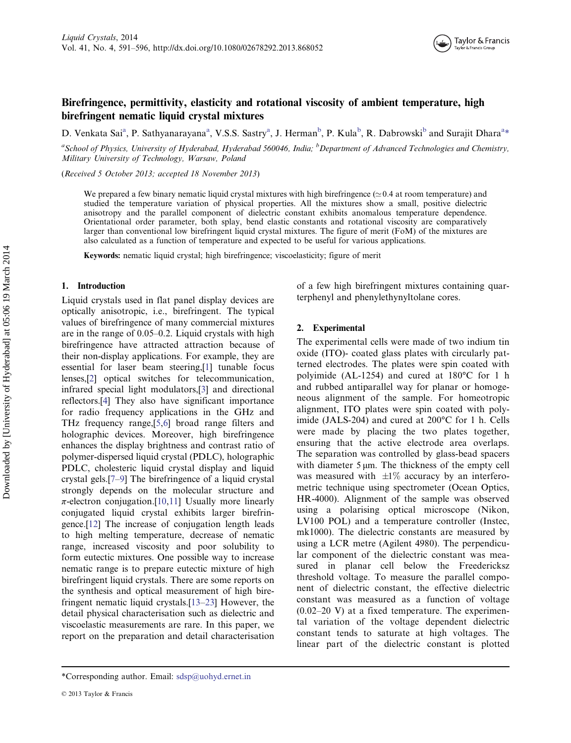# Birefringence, permittivity, elasticity and rotational viscosity of ambient temperature, high birefringent nematic liquid crystal mixtures

D. Venkata Sai[a], P. Sathyanarayana[a], V.S.S. Sastry[a], J. Herman[b], P. Kula[b], R. Dabrowski[b] and Surajit Dhara[a]*

[a]*School of Physics, University of Hyderabad, Hyderabad 560046, India;* [b]*Department of Advanced Technologies and Chemistry, Military University of Technology, Warsaw, Poland*

(*Received 5 October 2013; accepted 18 November 2013*)

We prepared a few binary nematic liquid crystal mixtures with high birefringence ($\simeq 0.4$ at room temperature) and studied the temperature variation of physical properties. All the mixtures show a small, positive dielectric anisotropy and the parallel component of dielectric constant exhibits anomalous temperature dependence. Orientational order parameter, both splay, bend elastic constants and rotational viscosity are comparatively larger than conventional low birefringent liquid crystal mixtures. The figure of merit (FoM) of the mixtures are also calculated as a function of temperature and expected to be useful for various applications.

**Keywords:** nematic liquid crystal; high birefringence; viscoelasticity; figure of merit

## 1. Introduction

Liquid crystals used in flat panel display devices are optically anisotropic, i.e., birefringent. The typical values of birefringence of many commercial mixtures are in the range of 0.05–0.2. Liquid crystals with high birefringence have attracted attraction because of their non-display applications. For example, they are essential for laser beam steering,[1] tunable focus lenses,[2] optical switches for telecommunication, infrared special light modulators,[3] and directional reflectors.[4] They also have significant importance for radio frequency applications in the GHz and THz frequency range,[5,6] broad range filters and holographic devices. Moreover, high birefringence enhances the display brightness and contrast ratio of polymer-dispersed liquid crystal (PDLC), holographic PDLC, cholesteric liquid crystal display and liquid crystal gels.[7–9] The birefringence of a liquid crystal strongly depends on the molecular structure and $\pi$-electron conjugation.[10,11] Usually more linearly conjugated liquid crystal exhibits larger birefringence.[12] The increase of conjugation length leads to high melting temperature, decrease of nematic range, increased viscosity and poor solubility to form eutectic mixtures. One possible way to increase nematic range is to prepare eutectic mixture of high birefringent liquid crystals. There are some reports on the synthesis and optical measurement of high birefringent nematic liquid crystals.[13–23] However, the detail physical characterisation such as dielectric and viscoelastic measurements are rare. In this paper, we report on the preparation and detail characterisation of a few high birefringent mixtures containing quarterphenyl and phenylethynyltolane cores.

## 2. Experimental

The experimental cells were made of two indium tin oxide (ITO)- coated glass plates with circularly patterned electrodes. The plates were spin coated with polyimide (AL-1254) and cured at 180°C for 1 h and rubbed antiparallel way for planar or homogeneous alignment of the sample. For homeotropic alignment, ITO plates were spin coated with polyimide (JALS-204) and cured at 200°C for 1 h. Cells were made by placing the two plates together, ensuring that the active electrode area overlaps. The separation was controlled by glass-bead spacers with diameter 5 μm. The thickness of the empty cell was measured with ±1% accuracy by an interferometric technique using spectrometer (Ocean Optics, HR-4000). Alignment of the sample was observed using a polarising optical microscope (Nikon, LV100 POL) and a temperature controller (Instec, mk1000). The dielectric constants are measured by using a LCR metre (Agilent 4980). The perpendicular component of the dielectric constant was measured in planar cell below the Freedericksz threshold voltage. To measure the parallel component of dielectric constant, the effective dielectric constant was measured as a function of voltage (0.02–20 V) at a fixed temperature. The experimental variation of the voltage dependent dielectric constant tends to saturate at high voltages. The linear part of the dielectric constant is plotted

*Corresponding author. Email: sdsp@uohyd.ernet.in

© 2013 Taylor & Francis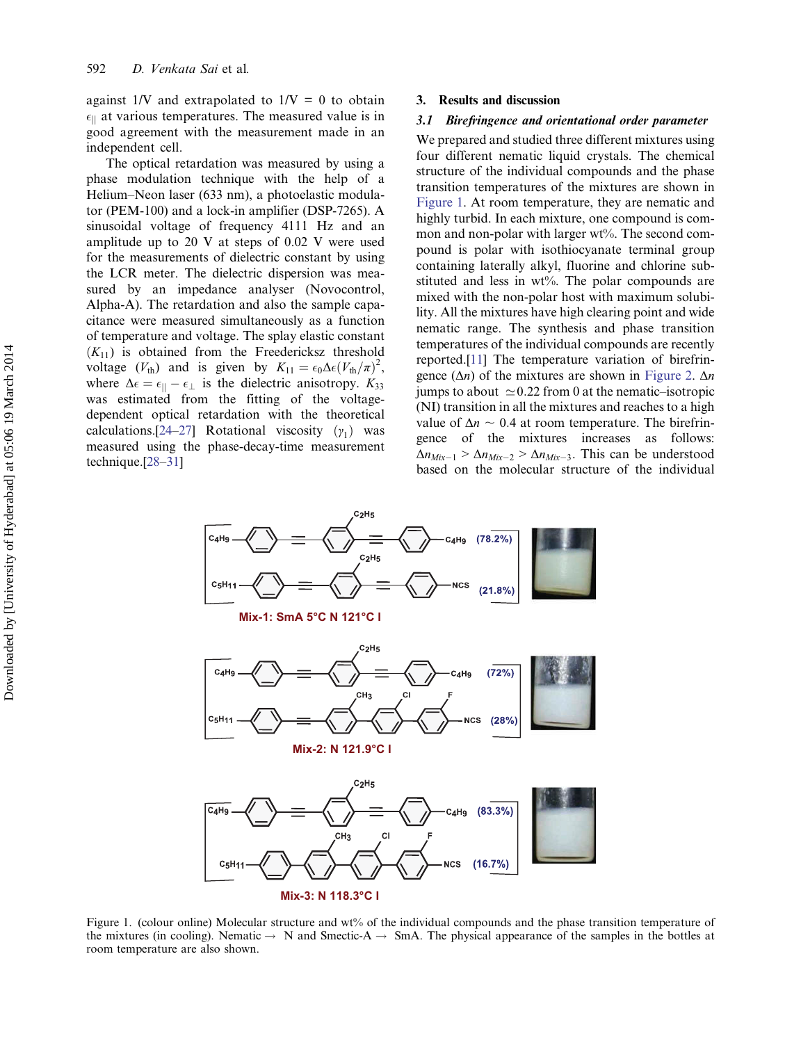against 1/V and extrapolated to 1/V = 0 to obtain $\epsilon_{||}$ at various temperatures. The measured value is in good agreement with the measurement made in an independent cell.

The optical retardation was measured by using a phase modulation technique with the help of a Helium–Neon laser (633 nm), a photoelastic modulator (PEM-100) and a lock-in amplifier (DSP-7265). A sinusoidal voltage of frequency 4111 Hz and an amplitude up to 20 V at steps of 0.02 V were used for the measurements of dielectric constant by using the LCR meter. The dielectric dispersion was measured by an impedance analyser (Novocontrol, Alpha-A). The retardation and also the sample capacitance were measured simultaneously as a function of temperature and voltage. The splay elastic constant ($K_{11}$) is obtained from the Freedericksz threshold voltage ($V_{th}$) and is given by $K_{11} = \epsilon_0 \Delta\epsilon (V_{th}/\pi)^2$, where $\Delta\epsilon = \epsilon_{||} - \epsilon_{\perp}$ is the dielectric anisotropy. $K_{33}$ was estimated from the fitting of the voltage-dependent optical retardation with the theoretical calculations.[24–27] Rotational viscosity ($\gamma_1$) was measured using the phase-decay-time measurement technique.[28–31]

## 3. Results and discussion

### 3.1 Birefringence and orientational order parameter

We prepared and studied three different mixtures using four different nematic liquid crystals. The chemical structure of the individual compounds and the phase transition temperatures of the mixtures are shown in Figure 1. At room temperature, they are nematic and highly turbid. In each mixture, one compound is common and non-polar with larger wt%. The second compound is polar with isothiocyanate terminal group containing laterally alkyl, fluorine and chlorine substituted and less in wt%. The polar compounds are mixed with the non-polar host with maximum solubility. All the mixtures have high clearing point and wide nematic range. The synthesis and phase transition temperatures of the individual compounds are recently reported.[11] The temperature variation of birefringence ($\Delta n$) of the mixtures are shown in Figure 2. $\Delta n$ jumps to about $\simeq 0.22$ from 0 at the nematic–isotropic (NI) transition in all the mixtures and reaches to a high value of $\Delta n \sim 0.4$ at room temperature. The birefringence of the mixtures increases as follows: $\Delta n_{Mix-1} > \Delta n_{Mix-2} > \Delta n_{Mix-3}$. This can be understood based on the molecular structure of the individual

Mix-1: SmA 5°C N 121°C I

Mix-2: N 121.9°C I

Mix-3: N 118.3°C I

Figure 1. (colour online) Molecular structure and wt% of the individual compounds and the phase transition temperature of the mixtures (in cooling). Nematic → N and Smectic-A → SmA. The physical appearance of the samples in the bottles at room temperature are also shown.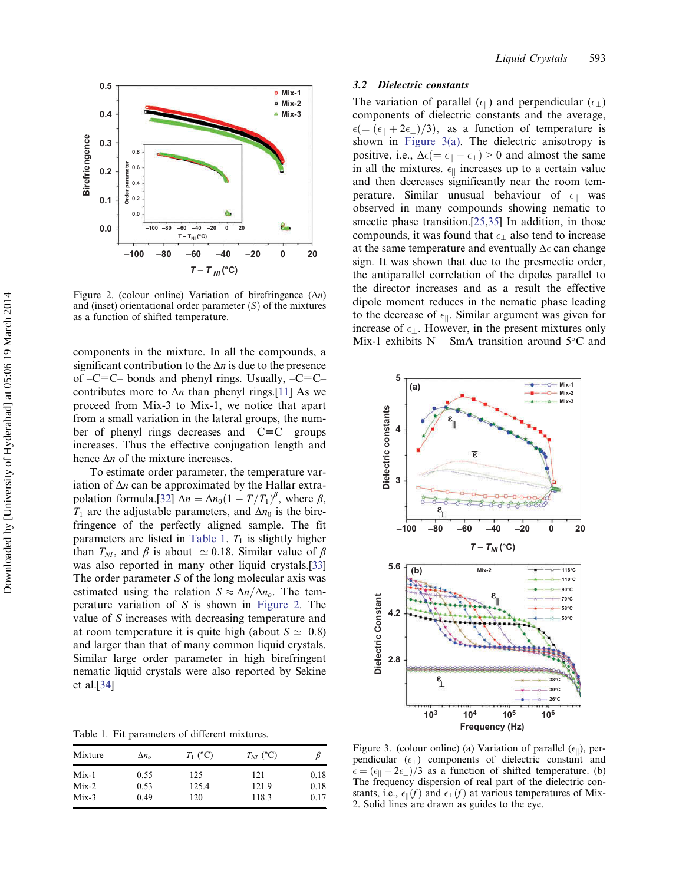Figure 2. (colour online) Variation of birefringence ($\Delta n$) and (inset) orientational order parameter ($S$) of the mixtures as a function of shifted temperature.

components in the mixture. In all the compounds, a significant contribution to the $\Delta n$ is due to the presence of –C≡C– bonds and phenyl rings. Usually, –C≡C– contributes more to $\Delta n$ than phenyl rings.[11] As we proceed from Mix-3 to Mix-1, we notice that apart from a small variation in the lateral groups, the number of phenyl rings decreases and –C≡C– groups increases. Thus the effective conjugation length and hence $\Delta n$ of the mixture increases.

To estimate order parameter, the temperature variation of $\Delta n$ can be approximated by the Hallar extrapolation formula.[32] $\Delta n = \Delta n_0(1 - T/T_1)^\beta$, where $\beta$, $T_1$ are the adjustable parameters, and $\Delta n_0$ is the birefringence of the perfectly aligned sample. The fit parameters are listed in Table 1. $T_1$ is slightly higher than $T_{NI}$, and $\beta$ is about $\simeq 0.18$. Similar value of $\beta$ was also reported in many other liquid crystals.[33] The order parameter $S$ of the long molecular axis was estimated using the relation $S \approx \Delta n/\Delta n_o$. The temperature variation of $S$ is shown in Figure 2. The value of $S$ increases with decreasing temperature and at room temperature it is quite high (about $S \simeq 0.8$) and larger than that of many common liquid crystals. Similar large order parameter in high birefringent nematic liquid crystals were also reported by Sekine et al.[34]

Table 1. Fit parameters of different mixtures.

| Mixture | $\Delta n_o$ | $T_1$ (°C) | $T_{NI}$ (°C) | $\beta$ |
|---|---|---|---|---|
| Mix-1 | 0.55 | 125 | 121 | 0.18 |
| Mix-2 | 0.53 | 125.4 | 121.9 | 0.18 |
| Mix-3 | 0.49 | 120 | 118.3 | 0.17 |

### 3.2 Dielectric constants

The variation of parallel ($\epsilon_{||}$) and perpendicular ($\epsilon_\perp$) components of dielectric constants and the average, $\bar{\epsilon}(= (\epsilon_{||} + 2\epsilon_\perp)/3)$, as a function of temperature is shown in Figure 3(a). The dielectric anisotropy is positive, i.e., $\Delta\epsilon(= \epsilon_{||} - \epsilon_\perp) > 0$ and almost the same in all the mixtures. $\epsilon_{||}$ increases up to a certain value and then decreases significantly near the room temperature. Similar unusual behaviour of $\epsilon_{||}$ was observed in many compounds showing nematic to smectic phase transition.[25,35] In addition, in those compounds, it was found that $\epsilon_\perp$ also tend to increase at the same temperature and eventually $\Delta\epsilon$ can change sign. It was shown that due to the presmectic order, the antiparallel correlation of the dipoles parallel to the director increases and as a result the effective dipole moment reduces in the nematic phase leading to the decrease of $\epsilon_{||}$. Similar argument was given for increase of $\epsilon_\perp$. However, in the present mixtures only Mix-1 exhibits N – SmA transition around 5°C and

Figure 3. (colour online) (a) Variation of parallel ($\epsilon_{||}$), perpendicular ($\epsilon_\perp$) components of dielectric constant and $\bar{\epsilon} = (\epsilon_{||} + 2\epsilon_\perp)/3$ as a function of shifted temperature. (b) The frequency dispersion of real part of the dielectric constants, i.e., $\epsilon_{||}(f)$ and $\epsilon_\perp(f)$ at various temperatures of Mix-2. Solid lines are drawn as guides to the eye.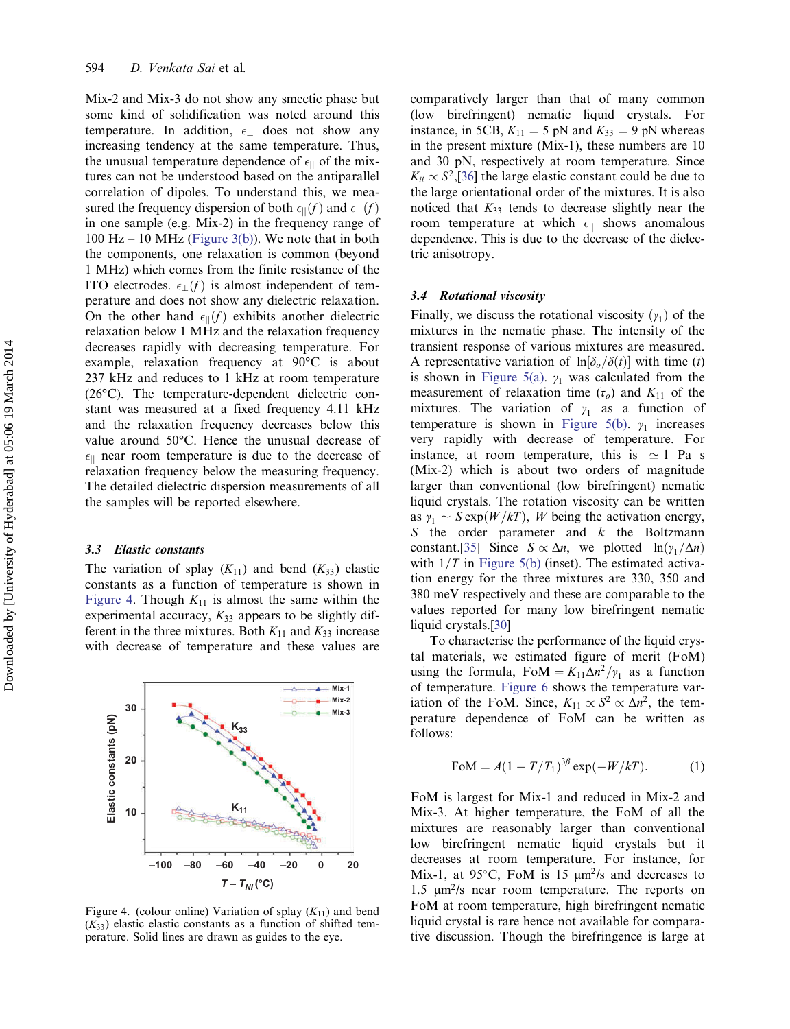Mix-2 and Mix-3 do not show any smectic phase but some kind of solidification was noted around this temperature. In addition, $\epsilon_{\perp}$ does not show any increasing tendency at the same temperature. Thus, the unusual temperature dependence of $\epsilon_{||}$ of the mixtures can not be understood based on the antiparallel correlation of dipoles. To understand this, we measured the frequency dispersion of both $\epsilon_{||}(f)$ and $\epsilon_{\perp}(f)$ in one sample (e.g. Mix-2) in the frequency range of 100 Hz – 10 MHz (Figure 3(b)). We note that in both the components, one relaxation is common (beyond 1 MHz) which comes from the finite resistance of the ITO electrodes. $\epsilon_{\perp}(f)$ is almost independent of temperature and does not show any dielectric relaxation. On the other hand $\epsilon_{||}(f)$ exhibits another dielectric relaxation below 1 MHz and the relaxation frequency decreases rapidly with decreasing temperature. For example, relaxation frequency at 90°C is about 237 kHz and reduces to 1 kHz at room temperature (26°C). The temperature-dependent dielectric constant was measured at a fixed frequency 4.11 kHz and the relaxation frequency decreases below this value around 50°C. Hence the unusual decrease of $\epsilon_{||}$ near room temperature is due to the decrease of relaxation frequency below the measuring frequency. The detailed dielectric dispersion measurements of all the samples will be reported elsewhere.

### 3.3 Elastic constants

The variation of splay ($K_{11}$) and bend ($K_{33}$) elastic constants as a function of temperature is shown in Figure 4. Though $K_{11}$ is almost the same within the experimental accuracy, $K_{33}$ appears to be slightly different in the three mixtures. Both $K_{11}$ and $K_{33}$ increase with decrease of temperature and these values are comparatively larger than that of many common (low birefringent) nematic liquid crystals. For instance, in 5CB, $K_{11} = 5$ pN and $K_{33} = 9$ pN whereas in the present mixture (Mix-1), these numbers are 10 and 30 pN, respectively at room temperature. Since $K_{ii} \propto S^2$,[36] the large elastic constant could be due to the large orientational order of the mixtures. It is also noticed that $K_{33}$ tends to decrease slightly near the room temperature at which $\epsilon_{||}$ shows anomalous dependence. This is due to the decrease of the dielectric anisotropy.

Figure 4. (colour online) Variation of splay ($K_{11}$) and bend ($K_{33}$) elastic elastic constants as a function of shifted temperature. Solid lines are drawn as guides to the eye.

### 3.4 Rotational viscosity

Finally, we discuss the rotational viscosity ($\gamma_1$) of the mixtures in the nematic phase. The intensity of the transient response of various mixtures are measured. A representative variation of $\ln[\delta_o/\delta(t)]$ with time ($t$) is shown in Figure 5(a). $\gamma_1$ was calculated from the measurement of relaxation time ($\tau_o$) and $K_{11}$ of the mixtures. The variation of $\gamma_1$ as a function of temperature is shown in Figure 5(b). $\gamma_1$ increases very rapidly with decrease of temperature. For instance, at room temperature, this is $\simeq 1$ Pa s (Mix-2) which is about two orders of magnitude larger than conventional (low birefringent) nematic liquid crystals. The rotation viscosity can be written as $\gamma_1 \sim S\exp(W/kT)$, $W$ being the activation energy, $S$ the order parameter and $k$ the Boltzmann constant.[35] Since $S \propto \Delta n$, we plotted $\ln(\gamma_1/\Delta n)$ with $1/T$ in Figure 5(b) (inset). The estimated activation energy for the three mixtures are 330, 350 and 380 meV respectively and these are comparable to the values reported for many low birefringent nematic liquid crystals.[30]

To characterise the performance of the liquid crystal materials, we estimated figure of merit (FoM) using the formula, $\text{FoM} = K_{11}\Delta n^2/\gamma_1$ as a function of temperature. Figure 6 shows the temperature variation of the FoM. Since, $K_{11} \propto S^2 \propto \Delta n^2$, the temperature dependence of FoM can be written as follows:

$$\text{FoM} = A(1 - T/T_1)^{3\beta}\exp(-W/kT). \tag{1}$$

FoM is largest for Mix-1 and reduced in Mix-2 and Mix-3. At higher temperature, the FoM of all the mixtures are reasonably larger than conventional low birefringent nematic liquid crystals but it decreases at room temperature. For instance, for Mix-1, at 95°C, FoM is 15 μm²/s and decreases to 1.5 μm²/s near room temperature. The reports on FoM at room temperature, high birefringent nematic liquid crystal is rare hence not available for comparative discussion. Though the birefringence is large at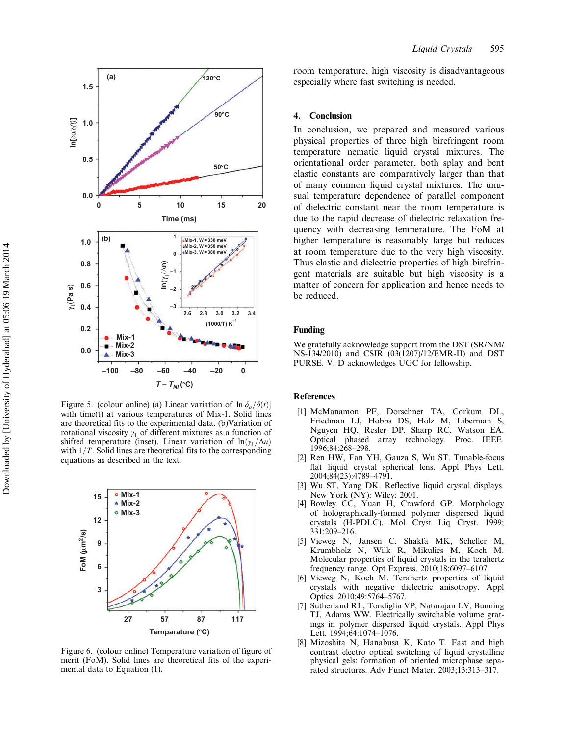Figure 5. (colour online) (a) Linear variation of $\ln[\delta_o/\delta(t)]$ with time(t) at various temperatures of Mix-1. Solid lines are theoretical fits to the experimental data. (b)Variation of rotational viscosity $\gamma_1$ of different mixtures as a function of shifted temperature (inset). Linear variation of $\ln(\gamma_1/\Delta n)$ with $1/T$. Solid lines are theoretical fits to the corresponding equations as described in the text.

Figure 6. (colour online) Temperature variation of figure of merit (FoM). Solid lines are theoretical fits of the experimental data to Equation (1).

room temperature, high viscosity is disadvantageous especially where fast switching is needed.

## 4. Conclusion

In conclusion, we prepared and measured various physical properties of three high birefringent room temperature nematic liquid crystal mixtures. The orientational order parameter, both splay and bent elastic constants are comparatively larger than that of many common liquid crystal mixtures. The unusual temperature dependence of parallel component of dielectric constant near the room temperature is due to the rapid decrease of dielectric relaxation frequency with decreasing temperature. The FoM at higher temperature is reasonably large but reduces at room temperature due to the very high viscosity. Thus elastic and dielectric properties of high birefringent materials are suitable but high viscosity is a matter of concern for application and hence needs to be reduced.

## Funding

We gratefully acknowledge support from the DST (SR/NM/NS-134/2010) and CSIR (03(1207)/12/EMR-II) and DST PURSE. V. D acknowledges UGC for fellowship.

## References

[1] McManamon PF, Dorschner TA, Corkum DL, Friedman LJ, Hobbs DS, Holz M, Liberman S, Nguyen HQ, Resler DP, Sharp RC, Watson EA. Optical phased array technology. Proc. IEEE. 1996;84:268–298.

[2] Ren HW, Fan YH, Gauza S, Wu ST. Tunable-focus flat liquid crystal spherical lens. Appl Phys Lett. 2004;84(23):4789–4791.

[3] Wu ST, Yang DK. Reflective liquid crystal displays. New York (NY): Wiley; 2001.

[4] Bowley CC, Yuan H, Crawford GP. Morphology of holographically-formed polymer dispersed liquid crystals (H-PDLC). Mol Cryst Liq Cryst. 1999;331:209–216.

[5] Vieweg N, Jansen C, Shakfa MK, Scheller M, Krumbholz N, Wilk R, Mikulics M, Koch M. Molecular properties of liquid crystals in the terahertz frequency range. Opt Express. 2010;18:6097–6107.

[6] Vieweg N, Koch M. Terahertz properties of liquid crystals with negative dielectric anisotropy. Appl Optics. 2010;49:5764–5767.

[7] Sutherland RL, Tondiglia VP, Natarajan LV, Bunning TJ, Adams WW. Electrically switchable volume gratings in polymer dispersed liquid crystals. Appl Phys Lett. 1994;64:1074–1076.

[8] Mizoshita N, Hanabusa K, Kato T. Fast and high contrast electro optical switching of liquid crystalline physical gels: formation of oriented microphase separated structures. Adv Funct Mater. 2003;13:313–317.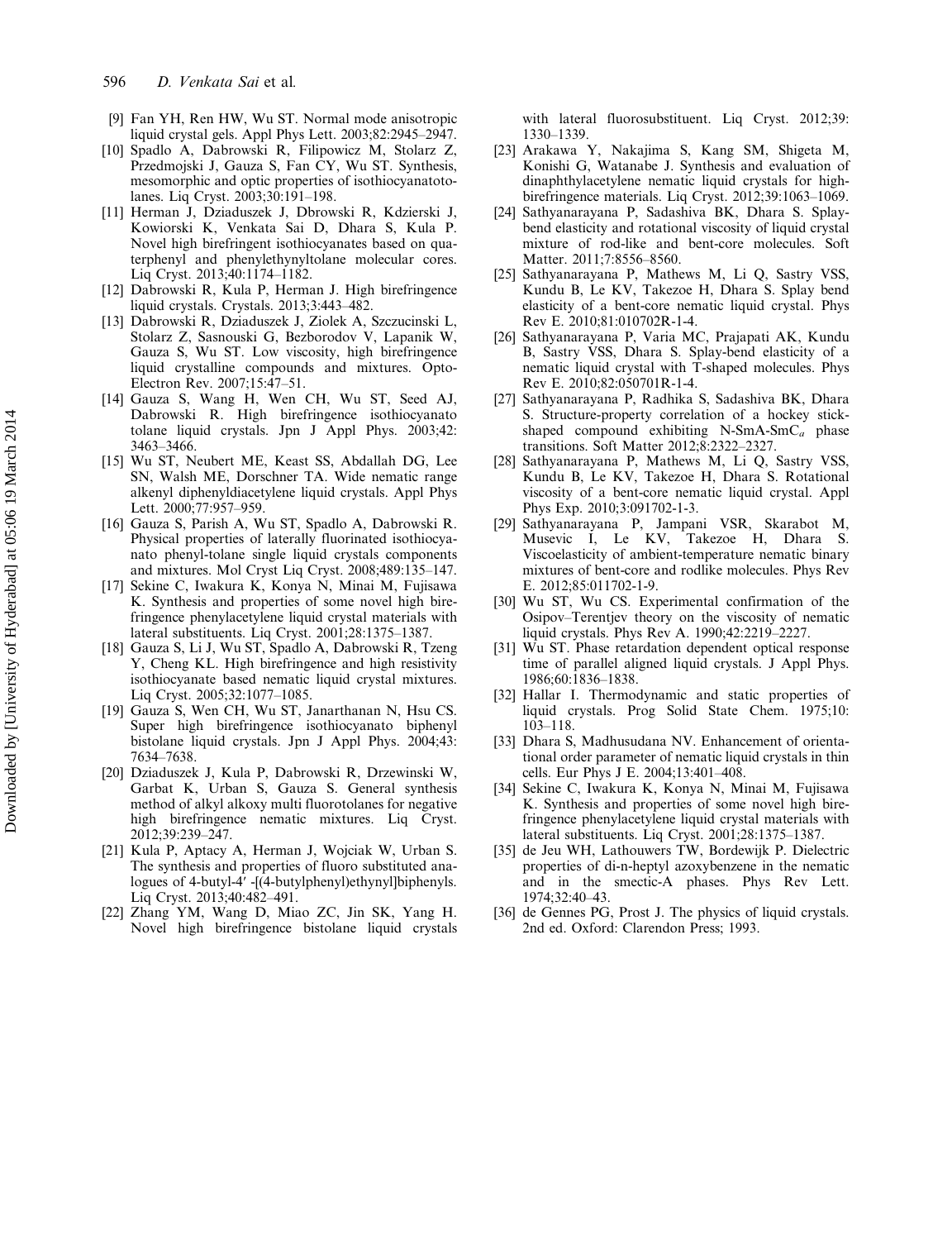[9] Fan YH, Ren HW, Wu ST. Normal mode anisotropic liquid crystal gels. Appl Phys Lett. 2003;82:2945–2947.

[10] Spadlo A, Dabrowski R, Filipowicz M, Stolarz Z, Przedmojski J, Gauza S, Fan CY, Wu ST. Synthesis, mesomorphic and optic properties of isothiocyanatotolanes. Liq Cryst. 2003;30:191–198.

[11] Herman J, Dziaduszek J, Dbrowski R, Kdzierski J, Kowiorski K, Venkata Sai D, Dhara S, Kula P. Novel high birefringent isothiocyanates based on quaterphenyl and phenylethynyltolane molecular cores. Liq Cryst. 2013;40:1174–1182.

[12] Dabrowski R, Kula P, Herman J. High birefringence liquid crystals. Crystals. 2013;3:443–482.

[13] Dabrowski R, Dziaduszek J, Ziolek A, Szczucinski L, Stolarz Z, Sasnouski G, Bezborodov V, Lapanik W, Gauza S, Wu ST. Low viscosity, high birefringence liquid crystalline compounds and mixtures. Opto-Electron Rev. 2007;15:47–51.

[14] Gauza S, Wang H, Wen CH, Wu ST, Seed AJ, Dabrowski R. High birefringence isothiocyanato tolane liquid crystals. Jpn J Appl Phys. 2003;42: 3463–3466.

[15] Wu ST, Neubert ME, Keast SS, Abdallah DG, Lee SN, Walsh ME, Dorschner TA. Wide nematic range alkenyl diphenyldiacetylene liquid crystals. Appl Phys Lett. 2000;77:957–959.

[16] Gauza S, Parish A, Wu ST, Spadlo A, Dabrowski R. Physical properties of laterally fluorinated isothiocyanato phenyl-tolane single liquid crystals components and mixtures. Mol Cryst Liq Cryst. 2008;489:135–147.

[17] Sekine C, Iwakura K, Konya N, Minai M, Fujisawa K. Synthesis and properties of some novel high birefringence phenylacetylene liquid crystal materials with lateral substituents. Liq Cryst. 2001;28:1375–1387.

[18] Gauza S, Li J, Wu ST, Spadlo A, Dabrowski R, Tzeng Y, Cheng KL. High birefringence and high resistivity isothiocyanate based nematic liquid crystal mixtures. Liq Cryst. 2005;32:1077–1085.

[19] Gauza S, Wen CH, Wu ST, Janarthanan N, Hsu CS. Super high birefringence isothiocyanato biphenyl bistolane liquid crystals. Jpn J Appl Phys. 2004;43: 7634–7638.

[20] Dziaduszek J, Kula P, Dabrowski R, Drzewinski W, Garbat K, Urban S, Gauza S. General synthesis method of alkyl alkoxy multi fluorotolanes for negative high birefringence nematic mixtures. Liq Cryst. 2012;39:239–247.

[21] Kula P, Aptacy A, Herman J, Wojciak W, Urban S. The synthesis and properties of fluoro substituted analogues of 4-butyl-4′ -[(4-butylphenyl)ethynyl]biphenyls. Liq Cryst. 2013;40:482–491.

[22] Zhang YM, Wang D, Miao ZC, Jin SK, Yang H. Novel high birefringence bistolane liquid crystals with lateral fluorosubstituent. Liq Cryst. 2012;39: 1330–1339.

[23] Arakawa Y, Nakajima S, Kang SM, Shigeta M, Konishi G, Watanabe J. Synthesis and evaluation of dinaphthylacetylene nematic liquid crystals for high-birefringence materials. Liq Cryst. 2012;39:1063–1069.

[24] Sathyanarayana P, Sadashiva BK, Dhara S. Splay-bend elasticity and rotational viscosity of liquid crystal mixture of rod-like and bent-core molecules. Soft Matter. 2011;7:8556–8560.

[25] Sathyanarayana P, Mathews M, Li Q, Sastry VSS, Kundu B, Le KV, Takezoe H, Dhara S. Splay bend elasticity of a bent-core nematic liquid crystal. Phys Rev E. 2010;81:010702R-1-4.

[26] Sathyanarayana P, Varia MC, Prajapati AK, Kundu B, Sastry VSS, Dhara S. Splay-bend elasticity of a nematic liquid crystal with T-shaped molecules. Phys Rev E. 2010;82:050701R-1-4.

[27] Sathyanarayana P, Radhika S, Sadashiva BK, Dhara S. Structure-property correlation of a hockey stick-shaped compound exhibiting N-SmA-SmC$_a$ phase transitions. Soft Matter 2012;8:2322–2327.

[28] Sathyanarayana P, Mathews M, Li Q, Sastry VSS, Kundu B, Le KV, Takezoe H, Dhara S. Rotational viscosity of a bent-core nematic liquid crystal. Appl Phys Exp. 2010;3:091702-1-3.

[29] Sathyanarayana P, Jampani VSR, Skarabot M, Musevic I, Le KV, Takezoe H, Dhara S. Viscoelasticity of ambient-temperature nematic binary mixtures of bent-core and rodlike molecules. Phys Rev E. 2012;85:011702-1-9.

[30] Wu ST, Wu CS. Experimental confirmation of the Osipov–Terentjev theory on the viscosity of nematic liquid crystals. Phys Rev A. 1990;42:2219–2227.

[31] Wu ST. Phase retardation dependent optical response time of parallel aligned liquid crystals. J Appl Phys. 1986;60:1836–1838.

[32] Hallar I. Thermodynamic and static properties of liquid crystals. Prog Solid State Chem. 1975;10: 103–118.

[33] Dhara S, Madhusudana NV. Enhancement of orientational order parameter of nematic liquid crystals in thin cells. Eur Phys J E. 2004;13:401–408.

[34] Sekine C, Iwakura K, Konya N, Minai M, Fujisawa K. Synthesis and properties of some novel high birefringence phenylacetylene liquid crystal materials with lateral substituents. Liq Cryst. 2001;28:1375–1387.

[35] de Jeu WH, Lathouwers TW, Bordewijk P. Dielectric properties of di-n-heptyl azoxybenzene in the nematic and in the smectic-A phases. Phys Rev Lett. 1974;32:40–43.

[36] de Gennes PG, Prost J. The physics of liquid crystals. 2nd ed. Oxford: Clarendon Press; 1993.